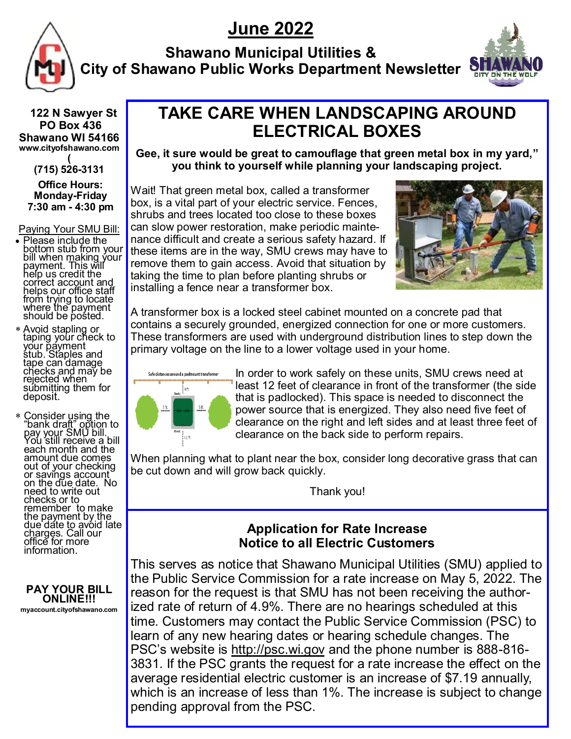# June 2022

## Shawano Municipal Utilities & City of Shawano Public Works Department Newsletter

**122 N Sawyer St**
**PO Box 436**
**Shawano WI 54166**
**www.cityofshawano.com**

**(715) 526-3131**

**Office Hours:**
**Monday-Friday**
**7:30 am - 4:30 pm**

Paying Your SMU Bill:

- Please include the bottom stub from your bill when making your payment. This will help us credit the correct account and helps our office staff from trying to locate where the payment should be posted.
- Avoid stapling or taping your check to your payment stub. Staples and tape can damage checks and may be rejected when submitting them for deposit.
- Consider using the "bank draft" option to pay your SMU bill. You still receive a bill each month and the amount due comes out of your checking or savings account on the due date. No need to write out checks or to remember to make the payment by the due date to avoid late charges. Call our office for more information.

**PAY YOUR BILL ONLINE!!!**
**myaccount.cityofshawano.com**

## TAKE CARE WHEN LANDSCAPING AROUND ELECTRICAL BOXES

**Gee, it sure would be great to camouflage that green metal box in my yard," you think to yourself while planning your landscaping project.**

Wait! That green metal box, called a transformer box, is a vital part of your electric service. Fences, shrubs and trees located too close to these boxes can slow power restoration, make periodic maintenance difficult and create a serious safety hazard. If these items are in the way, SMU crews may have to remove them to gain access. Avoid that situation by taking the time to plan before planting shrubs or installing a fence near a transformer box.

A transformer box is a locked steel cabinet mounted on a concrete pad that contains a securely grounded, energized connection for one or more customers. These transformers are used with underground distribution lines to step down the primary voltage on the line to a lower voltage used in your home.

In order to work safely on these units, SMU crews need at least 12 feet of clearance in front of the transformer (the side that is padlocked). This space is needed to disconnect the power source that is energized. They also need five feet of clearance on the right and left sides and at least three feet of clearance on the back side to perform repairs.

When planning what to plant near the box, consider long decorative grass that can be cut down and will grow back quickly.

Thank you!

### Application for Rate Increase Notice to all Electric Customers

This serves as notice that Shawano Municipal Utilities (SMU) applied to the Public Service Commission for a rate increase on May 5, 2022. The reason for the request is that SMU has not been receiving the authorized rate of return of 4.9%. There are no hearings scheduled at this time. Customers may contact the Public Service Commission (PSC) to learn of any new hearing dates or hearing schedule changes. The PSC's website is http://psc.wi.gov and the phone number is 888-816-3831. If the PSC grants the request for a rate increase the effect on the average residential electric customer is an increase of $7.19 annually, which is an increase of less than 1%. The increase is subject to change pending approval from the PSC.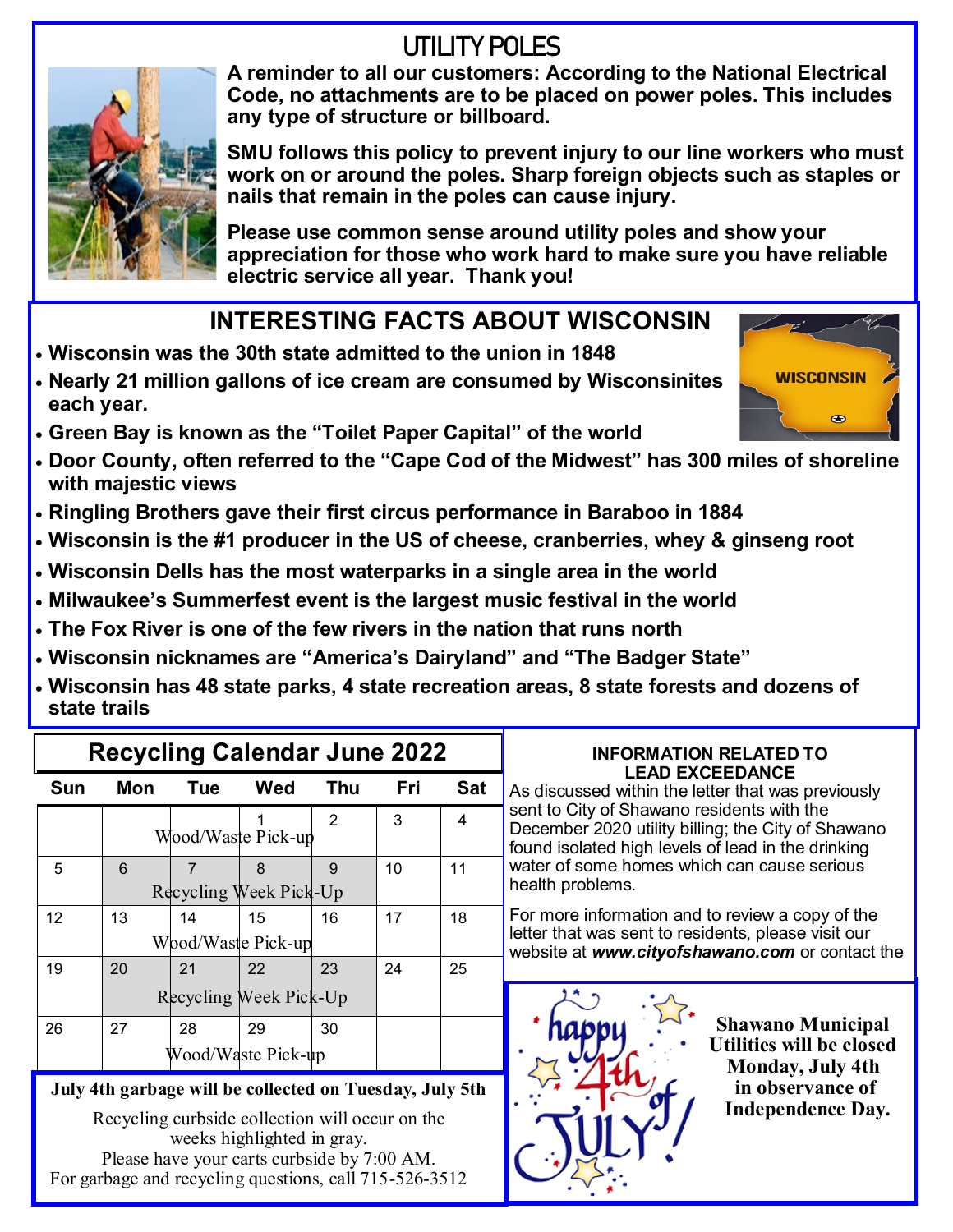## UTILITY POLES

**A reminder to all our customers: According to the National Electrical Code, no attachments are to be placed on power poles. This includes any type of structure or billboard.**

**SMU follows this policy to prevent injury to our line workers who must work on or around the poles. Sharp foreign objects such as staples or nails that remain in the poles can cause injury.**

**Please use common sense around utility poles and show your appreciation for those who work hard to make sure you have reliable electric service all year. Thank you!**

## INTERESTING FACTS ABOUT WISCONSIN

- **Wisconsin was the 30th state admitted to the union in 1848**
- **Nearly 21 million gallons of ice cream are consumed by Wisconsinites each year.**
- **Green Bay is known as the "Toilet Paper Capital" of the world**
- **Door County, often referred to the "Cape Cod of the Midwest" has 300 miles of shoreline with majestic views**
- **Ringling Brothers gave their first circus performance in Baraboo in 1884**
- **Wisconsin is the #1 producer in the US of cheese, cranberries, whey & ginseng root**
- **Wisconsin Dells has the most waterparks in a single area in the world**
- **Milwaukee's Summerfest event is the largest music festival in the world**
- **The Fox River is one of the few rivers in the nation that runs north**
- **Wisconsin nicknames are "America's Dairyland" and "The Badger State"**
- **Wisconsin has 48 state parks, 4 state recreation areas, 8 state forests and dozens of state trails**

## Recycling Calendar June 2022

| Sun | Mon | Tue | Wed | Thu | Fri | Sat |
|---|---|---|---|---|---|---|
| | | Wood/Waste Pick-up | 1 | 2 | 3 | 4 |
| 5 | 6 | 7 Recycling Week Pick-Up | 8 | 9 | 10 | 11 |
| 12 | 13 | 14 Wood/Waste Pick-up | 15 | 16 | 17 | 18 |
| 19 | 20 | 21 Recycling Week Pick-Up | 22 | 23 | 24 | 25 |
| 26 | 27 | 28 Wood/Waste Pick-up | 29 | 30 | | |

**July 4th garbage will be collected on Tuesday, July 5th**

Recycling curbside collection will occur on the weeks highlighted in gray.
Please have your carts curbside by 7:00 AM.
For garbage and recycling questions, call 715-526-3512

### INFORMATION RELATED TO LEAD EXCEEDANCE

As discussed within the letter that was previously sent to City of Shawano residents with the December 2020 utility billing; the City of Shawano found isolated high levels of lead in the drinking water of some homes which can cause serious health problems.

For more information and to review a copy of the letter that was sent to residents, please visit our website at ***www.cityofshawano.com*** or contact the

happy 4th of JULY!

**Shawano Municipal Utilities will be closed Monday, July 4th in observance of Independence Day.**